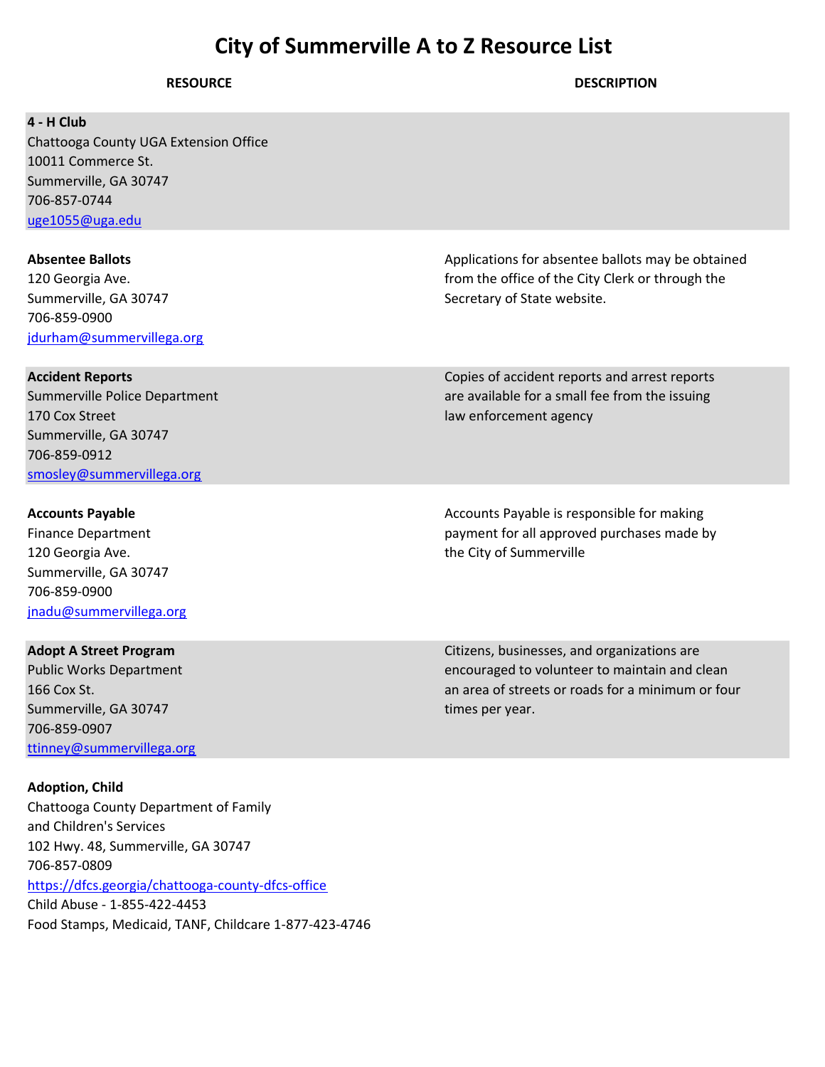# City of Summerville A to Z Resource List

| RESOURCE | DESCRIPTION |
| --- | --- |
| **4 - H Club**<br>Chattooga County UGA Extension Office<br>10011 Commerce St.<br>Summerville, GA 30747<br>706-857-0744<br>uge1055@uga.edu | |
| **Absentee Ballots**<br>120 Georgia Ave.<br>Summerville, GA 30747<br>706-859-0900<br>jdurham@summervillega.org | Applications for absentee ballots may be obtained from the office of the City Clerk or through the Secretary of State website. |
| **Accident Reports**<br>Summerville Police Department<br>170 Cox Street<br>Summerville, GA 30747<br>706-859-0912<br>smosley@summervillega.org | Copies of accident reports and arrest reports are available for a small fee from the issuing law enforcement agency |
| **Accounts Payable**<br>Finance Department<br>120 Georgia Ave.<br>Summerville, GA 30747<br>706-859-0900<br>jnadu@summervillega.org | Accounts Payable is responsible for making payment for all approved purchases made by the City of Summerville |
| **Adopt A Street Program**<br>Public Works Department<br>166 Cox St.<br>Summerville, GA 30747<br>706-859-0907<br>ttinney@summervillega.org | Citizens, businesses, and organizations are encouraged to volunteer to maintain and clean an area of streets or roads for a minimum or four times per year. |
| **Adoption, Child**<br>Chattooga County Department of Family and Children's Services<br>102 Hwy. 48, Summerville, GA 30747<br>706-857-0809<br>https://dfcs.georgia/chattooga-county-dfcs-office<br>Child Abuse - 1-855-422-4453<br>Food Stamps, Medicaid, TANF, Childcare 1-877-423-4746 | |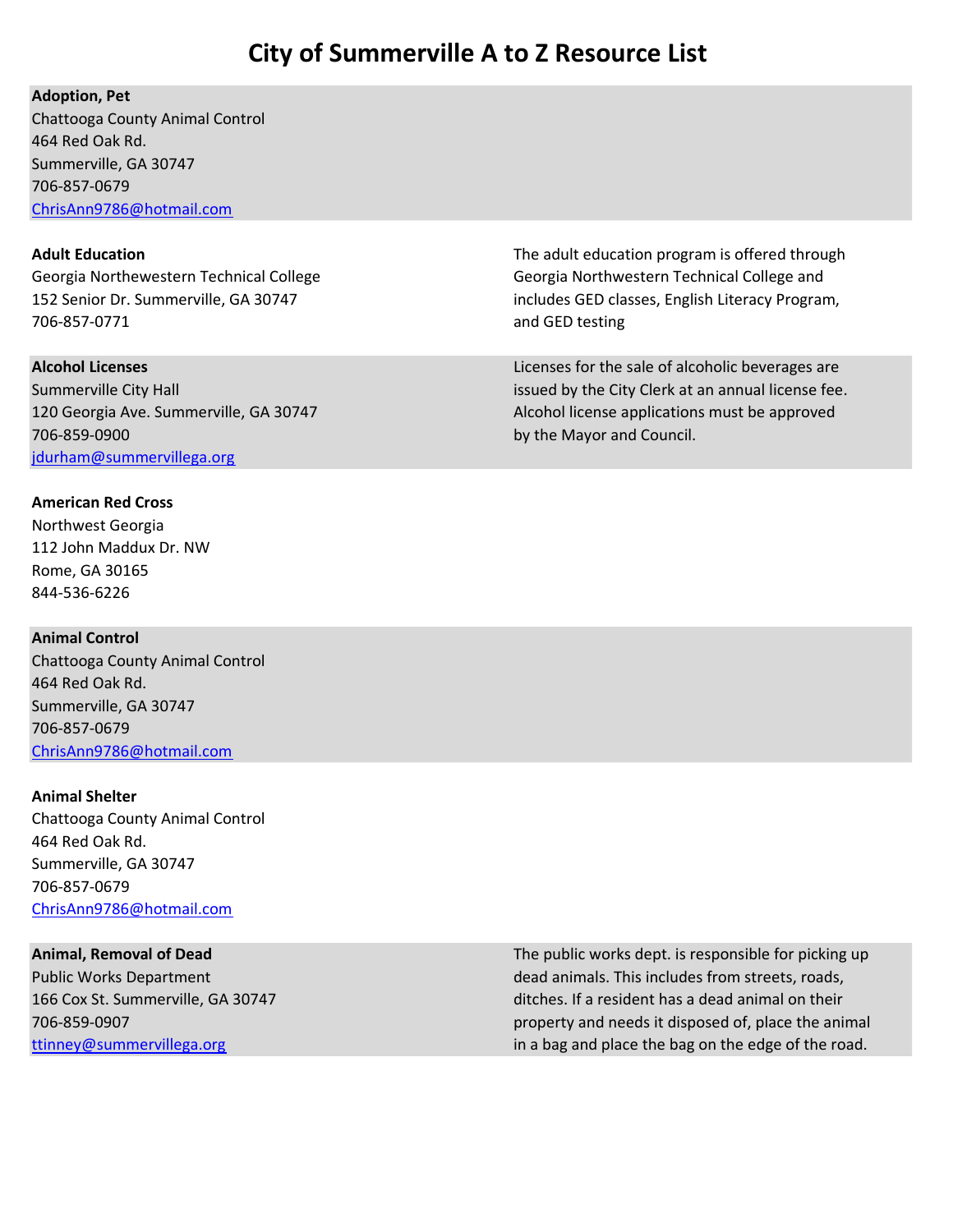# City of Summerville A to Z Resource List

**Adoption, Pet**
Chattooga County Animal Control
464 Red Oak Rd.
Summerville, GA 30747
706-857-0679
ChrisAnn9786@hotmail.com

**Adult Education**
Georgia Northewestern Technical College
152 Senior Dr. Summerville, GA 30747
706-857-0771

The adult education program is offered through Georgia Northwestern Technical College and includes GED classes, English Literacy Program, and GED testing

**Alcohol Licenses**
Summerville City Hall
120 Georgia Ave. Summerville, GA 30747
706-859-0900
jdurham@summervillega.org

Licenses for the sale of alcoholic beverages are issued by the City Clerk at an annual license fee. Alcohol license applications must be approved by the Mayor and Council.

**American Red Cross**
Northwest Georgia
112 John Maddux Dr. NW
Rome, GA 30165
844-536-6226

**Animal Control**
Chattooga County Animal Control
464 Red Oak Rd.
Summerville, GA 30747
706-857-0679
ChrisAnn9786@hotmail.com

**Animal Shelter**
Chattooga County Animal Control
464 Red Oak Rd.
Summerville, GA 30747
706-857-0679
ChrisAnn9786@hotmail.com

**Animal, Removal of Dead**
Public Works Department
166 Cox St. Summerville, GA 30747
706-859-0907
ttinney@summervillega.org

The public works dept. is responsible for picking up dead animals. This includes from streets, roads, ditches. If a resident has a dead animal on their property and needs it disposed of, place the animal in a bag and place the bag on the edge of the road.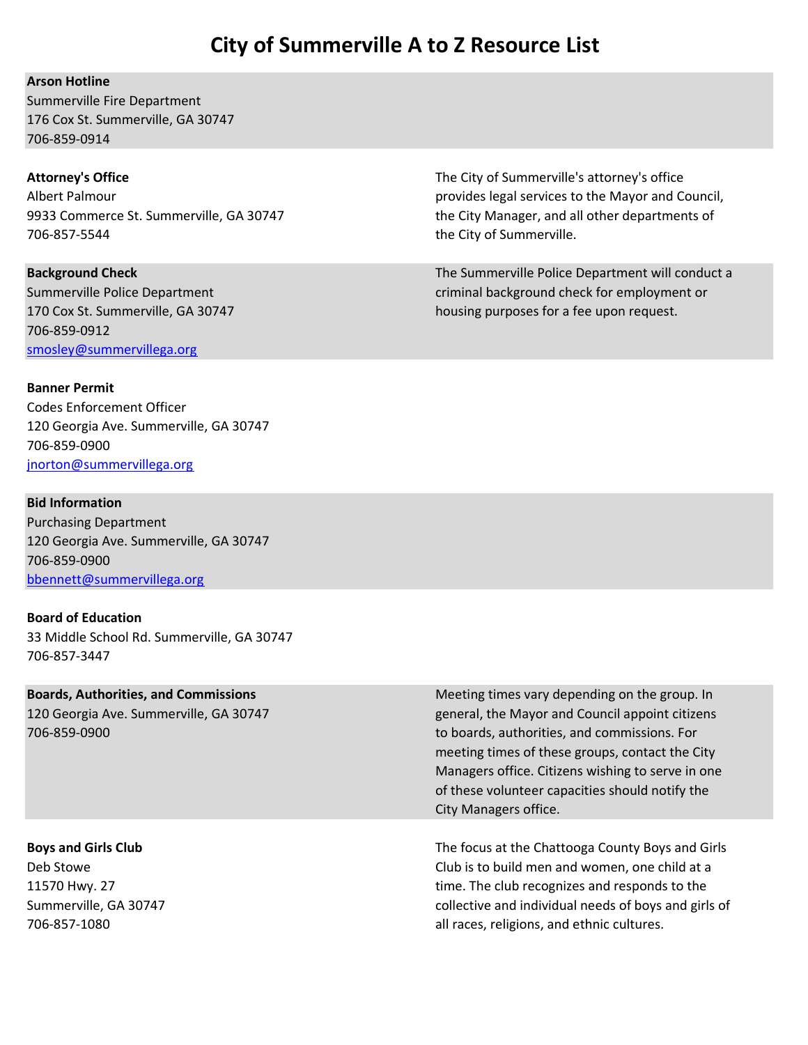# City of Summerville A to Z Resource List

**Arson Hotline**
Summerville Fire Department
176 Cox St. Summerville, GA 30747
706-859-0914

**Attorney's Office**
Albert Palmour
9933 Commerce St. Summerville, GA 30747
706-857-5544

The City of Summerville's attorney's office provides legal services to the Mayor and Council, the City Manager, and all other departments of the City of Summerville.

**Background Check**
Summerville Police Department
170 Cox St. Summerville, GA 30747
706-859-0912
smosley@summervillega.org

The Summerville Police Department will conduct a criminal background check for employment or housing purposes for a fee upon request.

**Banner Permit**
Codes Enforcement Officer
120 Georgia Ave. Summerville, GA 30747
706-859-0900
jnorton@summervillega.org

**Bid Information**
Purchasing Department
120 Georgia Ave. Summerville, GA 30747
706-859-0900
bbennett@summervillega.org

**Board of Education**
33 Middle School Rd. Summerville, GA 30747
706-857-3447

**Boards, Authorities, and Commissions**
120 Georgia Ave. Summerville, GA 30747
706-859-0900

Meeting times vary depending on the group. In general, the Mayor and Council appoint citizens to boards, authorities, and commissions. For meeting times of these groups, contact the City Managers office. Citizens wishing to serve in one of these volunteer capacities should notify the City Managers office.

**Boys and Girls Club**
Deb Stowe
11570 Hwy. 27
Summerville, GA 30747
706-857-1080

The focus at the Chattooga County Boys and Girls Club is to build men and women, one child at a time. The club recognizes and responds to the collective and individual needs of boys and girls of all races, religions, and ethnic cultures.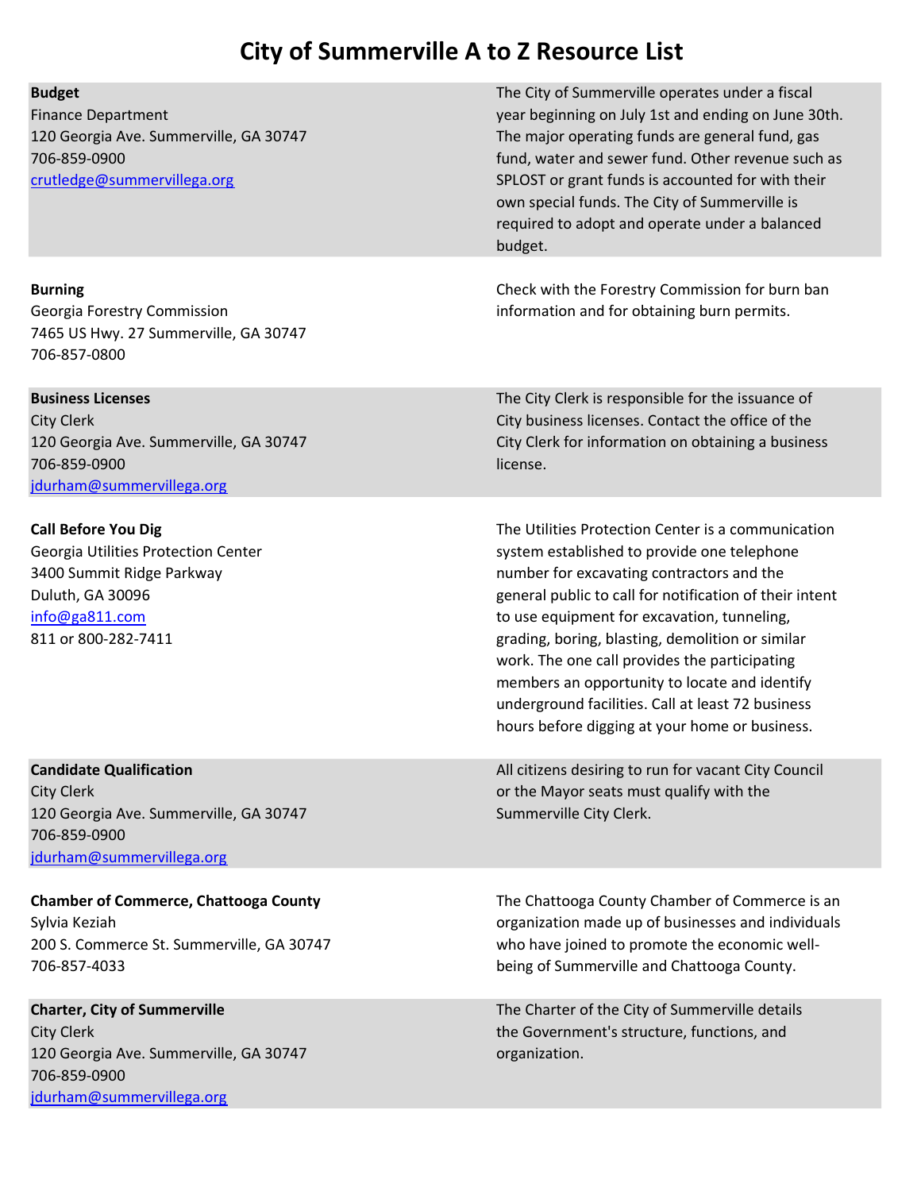# City of Summerville A to Z Resource List

| | |
|---|---|
| **Budget**<br>Finance Department<br>120 Georgia Ave. Summerville, GA 30747<br>706-859-0900<br>crutledge@summervillega.org | The City of Summerville operates under a fiscal year beginning on July 1st and ending on June 30th. The major operating funds are general fund, gas fund, water and sewer fund. Other revenue such as SPLOST or grant funds is accounted for with their own special funds. The City of Summerville is required to adopt and operate under a balanced budget. |
| **Burning**<br>Georgia Forestry Commission<br>7465 US Hwy. 27 Summerville, GA 30747<br>706-857-0800 | Check with the Forestry Commission for burn ban information and for obtaining burn permits. |
| **Business Licenses**<br>City Clerk<br>120 Georgia Ave. Summerville, GA 30747<br>706-859-0900<br>jdurham@summervillega.org | The City Clerk is responsible for the issuance of City business licenses. Contact the office of the City Clerk for information on obtaining a business license. |
| **Call Before You Dig**<br>Georgia Utilities Protection Center<br>3400 Summit Ridge Parkway<br>Duluth, GA 30096<br>info@ga811.com<br>811 or 800-282-7411 | The Utilities Protection Center is a communication system established to provide one telephone number for excavating contractors and the general public to call for notification of their intent to use equipment for excavation, tunneling, grading, boring, blasting, demolition or similar work. The one call provides the participating members an opportunity to locate and identify underground facilities. Call at least 72 business hours before digging at your home or business. |
| **Candidate Qualification**<br>City Clerk<br>120 Georgia Ave. Summerville, GA 30747<br>706-859-0900<br>jdurham@summervillega.org | All citizens desiring to run for vacant City Council or the Mayor seats must qualify with the Summerville City Clerk. |
| **Chamber of Commerce, Chattooga County**<br>Sylvia Keziah<br>200 S. Commerce St. Summerville, GA 30747<br>706-857-4033 | The Chattooga County Chamber of Commerce is an organization made up of businesses and individuals who have joined to promote the economic well-being of Summerville and Chattooga County. |
| **Charter, City of Summerville**<br>City Clerk<br>120 Georgia Ave. Summerville, GA 30747<br>706-859-0900<br>jdurham@summervillega.org | The Charter of the City of Summerville details the Government's structure, functions, and organization. |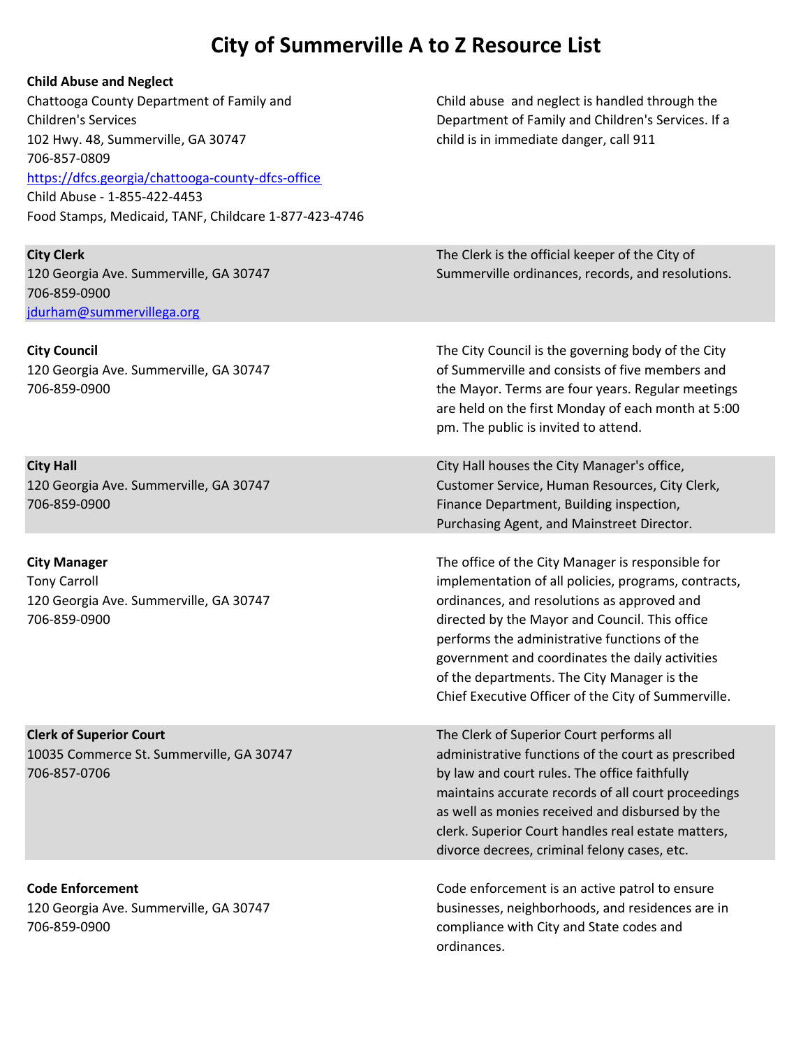# City of Summerville A to Z Resource List

**Child Abuse and Neglect**

Chattooga County Department of Family and Children's Services
102 Hwy. 48, Summerville, GA 30747
706-857-0809
https://dfcs.georgia/chattooga-county-dfcs-office
Child Abuse - 1-855-422-4453
Food Stamps, Medicaid, TANF, Childcare 1-877-423-4746

Child abuse and neglect is handled through the Department of Family and Children's Services. If a child is in immediate danger, call 911

**City Clerk**

120 Georgia Ave. Summerville, GA 30747
706-859-0900
jdurham@summervillega.org

The Clerk is the official keeper of the City of Summerville ordinances, records, and resolutions.

**City Council**

120 Georgia Ave. Summerville, GA 30747
706-859-0900

The City Council is the governing body of the City of Summerville and consists of five members and the Mayor. Terms are four years. Regular meetings are held on the first Monday of each month at 5:00 pm. The public is invited to attend.

**City Hall**

120 Georgia Ave. Summerville, GA 30747
706-859-0900

City Hall houses the City Manager's office, Customer Service, Human Resources, City Clerk, Finance Department, Building inspection, Purchasing Agent, and Mainstreet Director.

**City Manager**

Tony Carroll
120 Georgia Ave. Summerville, GA 30747
706-859-0900

The office of the City Manager is responsible for implementation of all policies, programs, contracts, ordinances, and resolutions as approved and directed by the Mayor and Council. This office performs the administrative functions of the government and coordinates the daily activities of the departments. The City Manager is the Chief Executive Officer of the City of Summerville.

**Clerk of Superior Court**

10035 Commerce St. Summerville, GA 30747
706-857-0706

The Clerk of Superior Court performs all administrative functions of the court as prescribed by law and court rules. The office faithfully maintains accurate records of all court proceedings as well as monies received and disbursed by the clerk. Superior Court handles real estate matters, divorce decrees, criminal felony cases, etc.

**Code Enforcement**

120 Georgia Ave. Summerville, GA 30747
706-859-0900

Code enforcement is an active patrol to ensure businesses, neighborhoods, and residences are in compliance with City and State codes and ordinances.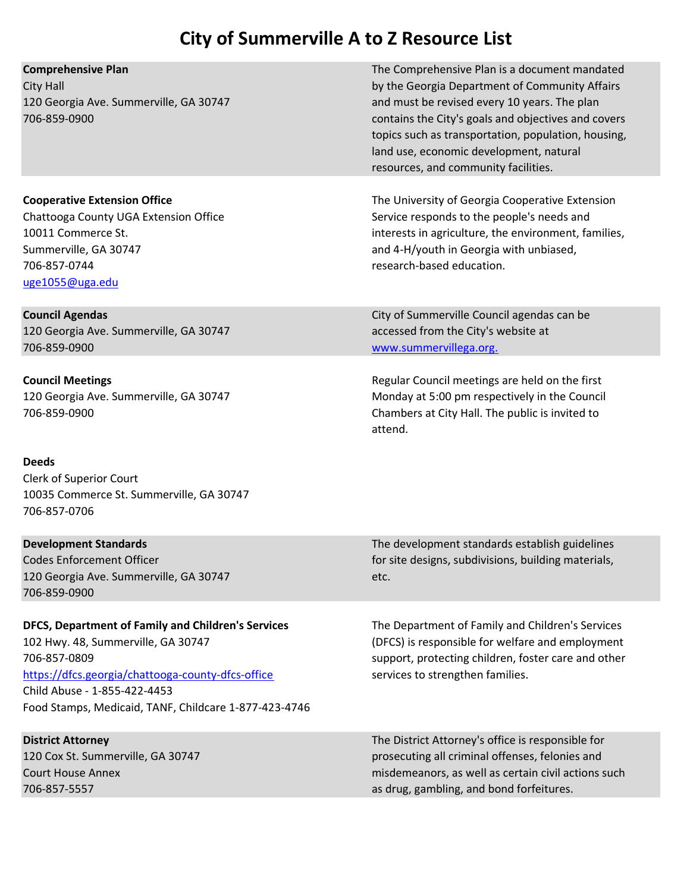# City of Summerville A to Z Resource List

| | |
|---|---|
| **Comprehensive Plan**<br>City Hall<br>120 Georgia Ave. Summerville, GA 30747<br>706-859-0900 | The Comprehensive Plan is a document mandated by the Georgia Department of Community Affairs and must be revised every 10 years. The plan contains the City's goals and objectives and covers topics such as transportation, population, housing, land use, economic development, natural resources, and community facilities. |
| **Cooperative Extension Office**<br>Chattooga County UGA Extension Office<br>10011 Commerce St.<br>Summerville, GA 30747<br>706-857-0744<br>uge1055@uga.edu | The University of Georgia Cooperative Extension Service responds to the people's needs and interests in agriculture, the environment, families, and 4-H/youth in Georgia with unbiased, research-based education. |
| **Council Agendas**<br>120 Georgia Ave. Summerville, GA 30747<br>706-859-0900 | City of Summerville Council agendas can be accessed from the City's website at www.summervillega.org. |
| **Council Meetings**<br>120 Georgia Ave. Summerville, GA 30747<br>706-859-0900 | Regular Council meetings are held on the first Monday at 5:00 pm respectively in the Council Chambers at City Hall. The public is invited to attend. |
| **Deeds**<br>Clerk of Superior Court<br>10035 Commerce St. Summerville, GA 30747<br>706-857-0706 | |
| **Development Standards**<br>Codes Enforcement Officer<br>120 Georgia Ave. Summerville, GA 30747<br>706-859-0900 | The development standards establish guidelines for site designs, subdivisions, building materials, etc. |
| **DFCS, Department of Family and Children's Services**<br>102 Hwy. 48, Summerville, GA 30747<br>706-857-0809<br>https://dfcs.georgia/chattooga-county-dfcs-office<br>Child Abuse - 1-855-422-4453<br>Food Stamps, Medicaid, TANF, Childcare 1-877-423-4746 | The Department of Family and Children's Services (DFCS) is responsible for welfare and employment support, protecting children, foster care and other services to strengthen families. |
| **District Attorney**<br>120 Cox St. Summerville, GA 30747<br>Court House Annex<br>706-857-5557 | The District Attorney's office is responsible for prosecuting all criminal offenses, felonies and misdemeanors, as well as certain civil actions such as drug, gambling, and bond forfeitures. |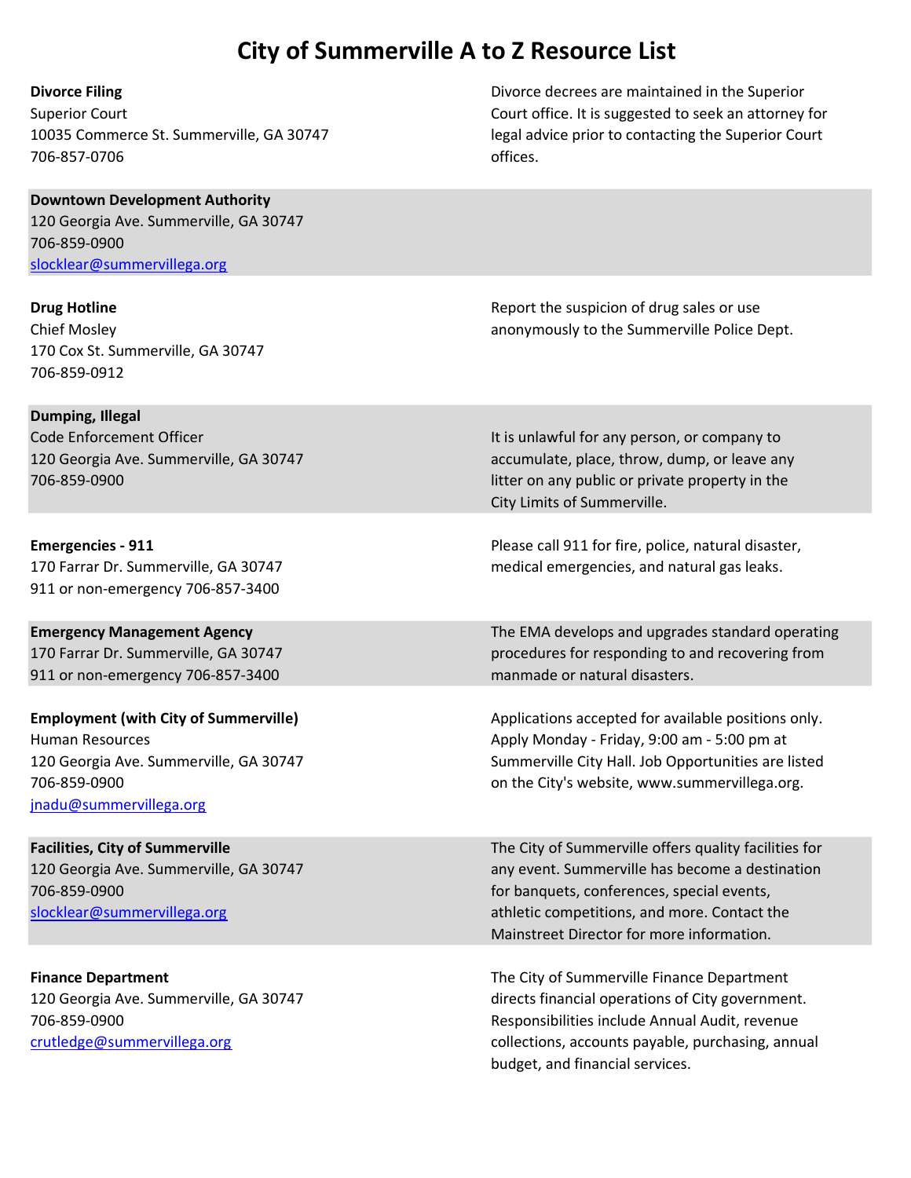# City of Summerville A to Z Resource List

**Divorce Filing**
Superior Court
10035 Commerce St. Summerville, GA 30747
706-857-0706

Divorce decrees are maintained in the Superior Court office. It is suggested to seek an attorney for legal advice prior to contacting the Superior Court offices.

**Downtown Development Authority**
120 Georgia Ave. Summerville, GA 30747
706-859-0900
slocklear@summervillega.org

**Drug Hotline**
Chief Mosley
170 Cox St. Summerville, GA 30747
706-859-0912

Report the suspicion of drug sales or use anonymously to the Summerville Police Dept.

**Dumping, Illegal**
Code Enforcement Officer
120 Georgia Ave. Summerville, GA 30747
706-859-0900

It is unlawful for any person, or company to accumulate, place, throw, dump, or leave any litter on any public or private property in the City Limits of Summerville.

**Emergencies - 911**
170 Farrar Dr. Summerville, GA 30747
911 or non-emergency 706-857-3400

Please call 911 for fire, police, natural disaster, medical emergencies, and natural gas leaks.

**Emergency Management Agency**
170 Farrar Dr. Summerville, GA 30747
911 or non-emergency 706-857-3400

The EMA develops and upgrades standard operating procedures for responding to and recovering from manmade or natural disasters.

**Employment (with City of Summerville)**
Human Resources
120 Georgia Ave. Summerville, GA 30747
706-859-0900
jnadu@summervillega.org

Applications accepted for available positions only. Apply Monday - Friday, 9:00 am - 5:00 pm at Summerville City Hall. Job Opportunities are listed on the City's website, www.summervillega.org.

**Facilities, City of Summerville**
120 Georgia Ave. Summerville, GA 30747
706-859-0900
slocklear@summervillega.org

The City of Summerville offers quality facilities for any event. Summerville has become a destination for banquets, conferences, special events, athletic competitions, and more. Contact the Mainstreet Director for more information.

**Finance Department**
120 Georgia Ave. Summerville, GA 30747
706-859-0900
crutledge@summervillega.org

The City of Summerville Finance Department directs financial operations of City government. Responsibilities include Annual Audit, revenue collections, accounts payable, purchasing, annual budget, and financial services.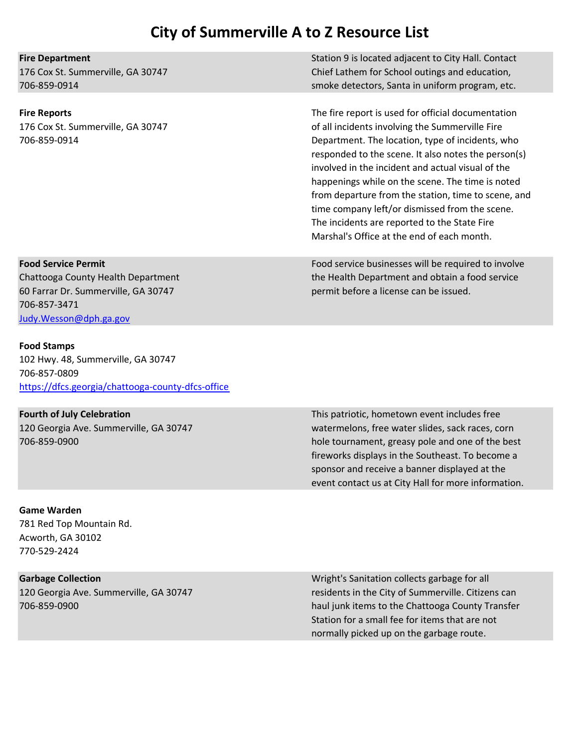# City of Summerville A to Z Resource List

**Fire Department**
176 Cox St. Summerville, GA 30747
706-859-0914

Station 9 is located adjacent to City Hall. Contact Chief Lathem for School outings and education, smoke detectors, Santa in uniform program, etc.

**Fire Reports**
176 Cox St. Summerville, GA 30747
706-859-0914

The fire report is used for official documentation of all incidents involving the Summerville Fire Department. The location, type of incidents, who responded to the scene. It also notes the person(s) involved in the incident and actual visual of the happenings while on the scene. The time is noted from departure from the station, time to scene, and time company left/or dismissed from the scene. The incidents are reported to the State Fire Marshal's Office at the end of each month.

**Food Service Permit**
Chattooga County Health Department
60 Farrar Dr. Summerville, GA 30747
706-857-3471
[Judy.Wesson@dph.ga.gov](mailto:Judy.Wesson@dph.ga.gov)

Food service businesses will be required to involve the Health Department and obtain a food service permit before a license can be issued.

**Food Stamps**
102 Hwy. 48, Summerville, GA 30747
706-857-0809
[https://dfcs.georgia/chattooga-county-dfcs-office](https://dfcs.georgia/chattooga-county-dfcs-office)

**Fourth of July Celebration**
120 Georgia Ave. Summerville, GA 30747
706-859-0900

This patriotic, hometown event includes free watermelons, free water slides, sack races, corn hole tournament, greasy pole and one of the best fireworks displays in the Southeast. To become a sponsor and receive a banner displayed at the event contact us at City Hall for more information.

**Game Warden**
781 Red Top Mountain Rd.
Acworth, GA 30102
770-529-2424

**Garbage Collection**
120 Georgia Ave. Summerville, GA 30747
706-859-0900

Wright's Sanitation collects garbage for all residents in the City of Summerville. Citizens can haul junk items to the Chattooga County Transfer Station for a small fee for items that are not normally picked up on the garbage route.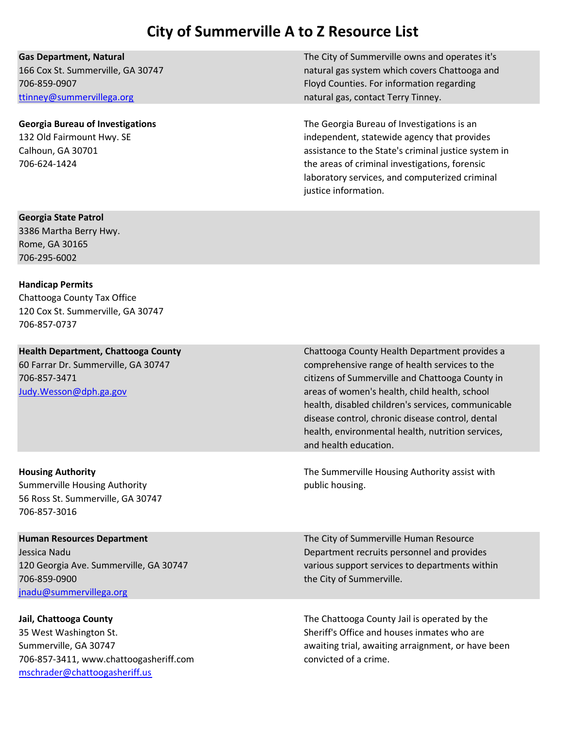# City of Summerville A to Z Resource List

**Gas Department, Natural**
166 Cox St. Summerville, GA 30747
706-859-0907
ttinney@summervillega.org

The City of Summerville owns and operates it's natural gas system which covers Chattooga and Floyd Counties. For information regarding natural gas, contact Terry Tinney.

**Georgia Bureau of Investigations**
132 Old Fairmount Hwy. SE
Calhoun, GA 30701
706-624-1424

The Georgia Bureau of Investigations is an independent, statewide agency that provides assistance to the State's criminal justice system in the areas of criminal investigations, forensic laboratory services, and computerized criminal justice information.

**Georgia State Patrol**
3386 Martha Berry Hwy.
Rome, GA 30165
706-295-6002

**Handicap Permits**
Chattooga County Tax Office
120 Cox St. Summerville, GA 30747
706-857-0737

**Health Department, Chattooga County**
60 Farrar Dr. Summerville, GA 30747
706-857-3471
Judy.Wesson@dph.ga.gov

Chattooga County Health Department provides a comprehensive range of health services to the citizens of Summerville and Chattooga County in areas of women's health, child health, school health, disabled children's services, communicable disease control, chronic disease control, dental health, environmental health, nutrition services, and health education.

**Housing Authority**
Summerville Housing Authority
56 Ross St. Summerville, GA 30747
706-857-3016

The Summerville Housing Authority assist with public housing.

**Human Resources Department**
Jessica Nadu
120 Georgia Ave. Summerville, GA 30747
706-859-0900
jnadu@summervillega.org

The City of Summerville Human Resource Department recruits personnel and provides various support services to departments within the City of Summerville.

**Jail, Chattooga County**
35 West Washington St.
Summerville, GA 30747
706-857-3411, www.chattoogasheriff.com
mschrader@chattoogasheriff.us

The Chattooga County Jail is operated by the Sheriff's Office and houses inmates who are awaiting trial, awaiting arraignment, or have been convicted of a crime.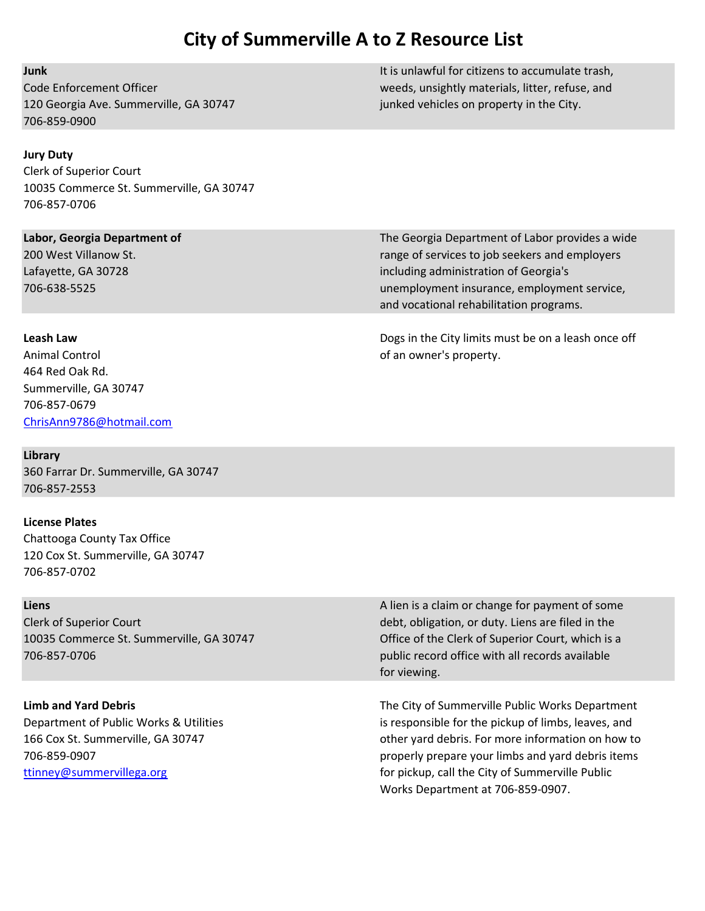# City of Summerville A to Z Resource List

**Junk**
Code Enforcement Officer
120 Georgia Ave. Summerville, GA 30747
706-859-0900

It is unlawful for citizens to accumulate trash, weeds, unsightly materials, litter, refuse, and junked vehicles on property in the City.

**Jury Duty**
Clerk of Superior Court
10035 Commerce St. Summerville, GA 30747
706-857-0706

**Labor, Georgia Department of**
200 West Villanow St.
Lafayette, GA 30728
706-638-5525

The Georgia Department of Labor provides a wide range of services to job seekers and employers including administration of Georgia's unemployment insurance, employment service, and vocational rehabilitation programs.

**Leash Law**
Animal Control
464 Red Oak Rd.
Summerville, GA 30747
706-857-0679
ChrisAnn9786@hotmail.com

Dogs in the City limits must be on a leash once off of an owner's property.

**Library**
360 Farrar Dr. Summerville, GA 30747
706-857-2553

**License Plates**
Chattooga County Tax Office
120 Cox St. Summerville, GA 30747
706-857-0702

**Liens**
Clerk of Superior Court
10035 Commerce St. Summerville, GA 30747
706-857-0706

A lien is a claim or change for payment of some debt, obligation, or duty. Liens are filed in the Office of the Clerk of Superior Court, which is a public record office with all records available for viewing.

**Limb and Yard Debris**
Department of Public Works & Utilities
166 Cox St. Summerville, GA 30747
706-859-0907
ttinney@summervillega.org

The City of Summerville Public Works Department is responsible for the pickup of limbs, leaves, and other yard debris. For more information on how to properly prepare your limbs and yard debris items for pickup, call the City of Summerville Public Works Department at 706-859-0907.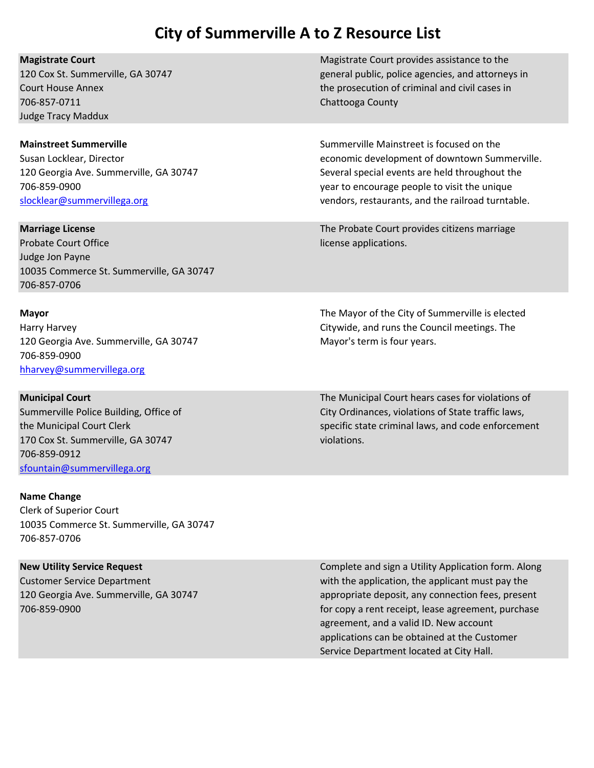# City of Summerville A to Z Resource List

| | |
|---|---|
| **Magistrate Court**<br>120 Cox St. Summerville, GA 30747<br>Court House Annex<br>706-857-0711<br>Judge Tracy Maddux | Magistrate Court provides assistance to the general public, police agencies, and attorneys in the prosecution of criminal and civil cases in Chattooga County |
| **Mainstreet Summerville**<br>Susan Locklear, Director<br>120 Georgia Ave. Summerville, GA 30747<br>706-859-0900<br>slocklear@summervillega.org | Summerville Mainstreet is focused on the economic development of downtown Summerville. Several special events are held throughout the year to encourage people to visit the unique vendors, restaurants, and the railroad turntable. |
| **Marriage License**<br>Probate Court Office<br>Judge Jon Payne<br>10035 Commerce St. Summerville, GA 30747<br>706-857-0706 | The Probate Court provides citizens marriage license applications. |
| **Mayor**<br>Harry Harvey<br>120 Georgia Ave. Summerville, GA 30747<br>706-859-0900<br>hharvey@summervillega.org | The Mayor of the City of Summerville is elected Citywide, and runs the Council meetings. The Mayor's term is four years. |
| **Municipal Court**<br>Summerville Police Building, Office of the Municipal Court Clerk<br>170 Cox St. Summerville, GA 30747<br>706-859-0912<br>sfountain@summervillega.org | The Municipal Court hears cases for violations of City Ordinances, violations of State traffic laws, specific state criminal laws, and code enforcement violations. |
| **Name Change**<br>Clerk of Superior Court<br>10035 Commerce St. Summerville, GA 30747<br>706-857-0706 | |
| **New Utility Service Request**<br>Customer Service Department<br>120 Georgia Ave. Summerville, GA 30747<br>706-859-0900 | Complete and sign a Utility Application form. Along with the application, the applicant must pay the appropriate deposit, any connection fees, present for copy a rent receipt, lease agreement, purchase agreement, and a valid ID. New account applications can be obtained at the Customer Service Department located at City Hall. |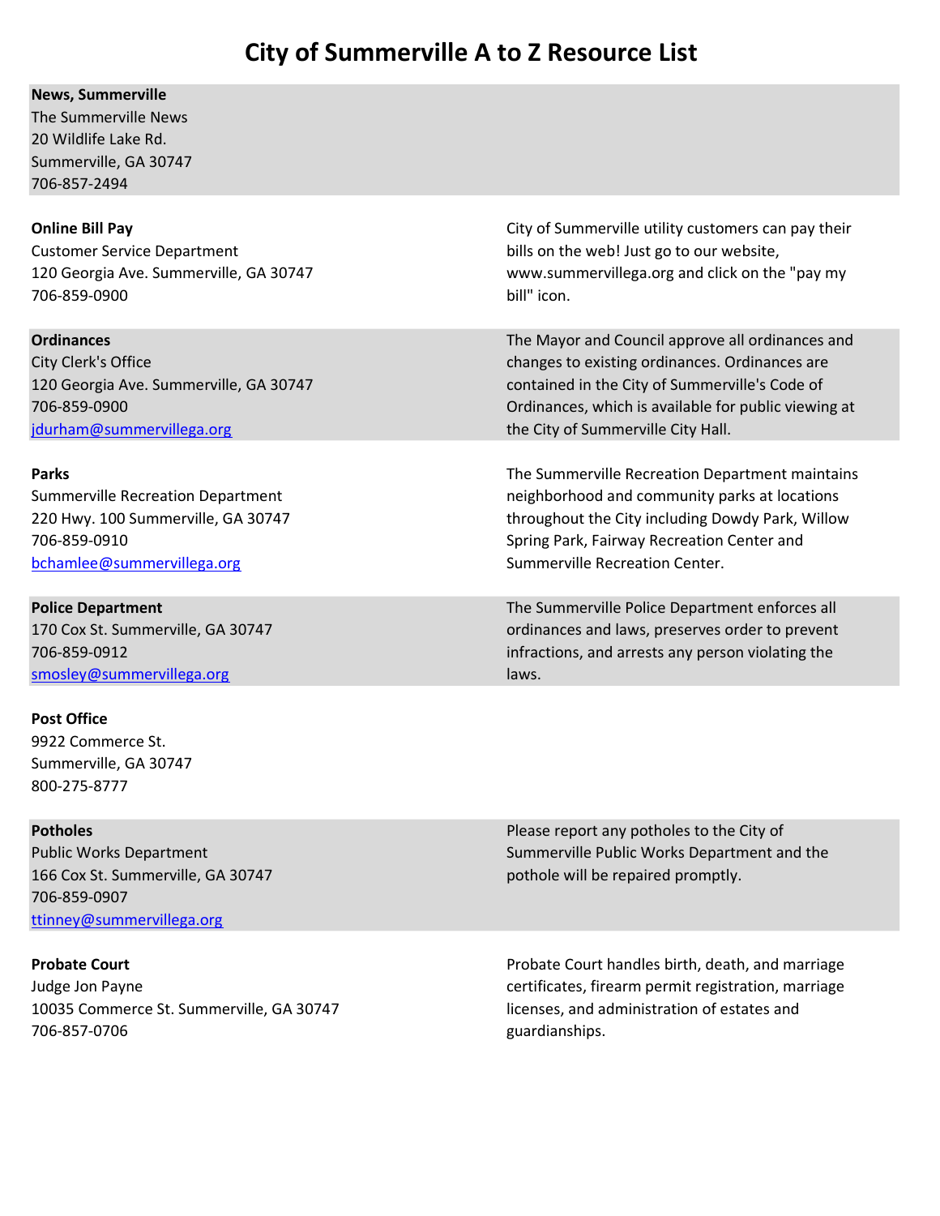# City of Summerville A to Z Resource List

**News, Summerville**
The Summerville News
20 Wildlife Lake Rd.
Summerville, GA 30747
706-857-2494

**Online Bill Pay**
Customer Service Department
120 Georgia Ave. Summerville, GA 30747
706-859-0900

City of Summerville utility customers can pay their bills on the web! Just go to our website, www.summervillega.org and click on the "pay my bill" icon.

**Ordinances**
City Clerk's Office
120 Georgia Ave. Summerville, GA 30747
706-859-0900
jdurham@summervillega.org

The Mayor and Council approve all ordinances and changes to existing ordinances. Ordinances are contained in the City of Summerville's Code of Ordinances, which is available for public viewing at the City of Summerville City Hall.

**Parks**
Summerville Recreation Department
220 Hwy. 100 Summerville, GA 30747
706-859-0910
bchamlee@summervillega.org

The Summerville Recreation Department maintains neighborhood and community parks at locations throughout the City including Dowdy Park, Willow Spring Park, Fairway Recreation Center and Summerville Recreation Center.

**Police Department**
170 Cox St. Summerville, GA 30747
706-859-0912
smosley@summervillega.org

The Summerville Police Department enforces all ordinances and laws, preserves order to prevent infractions, and arrests any person violating the laws.

**Post Office**
9922 Commerce St.
Summerville, GA 30747
800-275-8777

**Potholes**
Public Works Department
166 Cox St. Summerville, GA 30747
706-859-0907
ttinney@summervillega.org

Please report any potholes to the City of Summerville Public Works Department and the pothole will be repaired promptly.

**Probate Court**
Judge Jon Payne
10035 Commerce St. Summerville, GA 30747
706-857-0706

Probate Court handles birth, death, and marriage certificates, firearm permit registration, marriage licenses, and administration of estates and guardianships.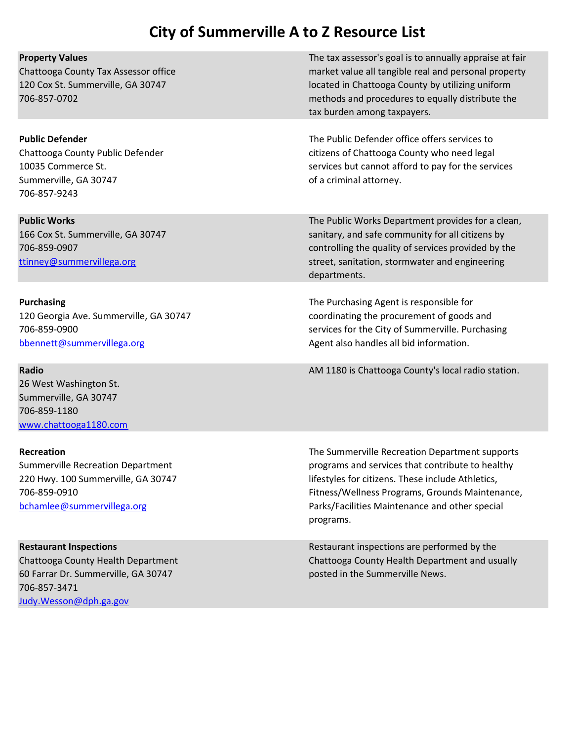# City of Summerville A to Z Resource List

| | |
|---|---|
| **Property Values**<br>Chattooga County Tax Assessor office<br>120 Cox St. Summerville, GA 30747<br>706-857-0702 | The tax assessor's goal is to annually appraise at fair market value all tangible real and personal property located in Chattooga County by utilizing uniform methods and procedures to equally distribute the tax burden among taxpayers. |
| **Public Defender**<br>Chattooga County Public Defender<br>10035 Commerce St.<br>Summerville, GA 30747<br>706-857-9243 | The Public Defender office offers services to citizens of Chattooga County who need legal services but cannot afford to pay for the services of a criminal attorney. |
| **Public Works**<br>166 Cox St. Summerville, GA 30747<br>706-859-0907<br>ttinney@summervillega.org | The Public Works Department provides for a clean, sanitary, and safe community for all citizens by controlling the quality of services provided by the street, sanitation, stormwater and engineering departments. |
| **Purchasing**<br>120 Georgia Ave. Summerville, GA 30747<br>706-859-0900<br>bbennett@summervillega.org | The Purchasing Agent is responsible for coordinating the procurement of goods and services for the City of Summerville. Purchasing Agent also handles all bid information. |
| **Radio**<br>26 West Washington St.<br>Summerville, GA 30747<br>706-859-1180<br>www.chattooga1180.com | AM 1180 is Chattooga County's local radio station. |
| **Recreation**<br>Summerville Recreation Department<br>220 Hwy. 100 Summerville, GA 30747<br>706-859-0910<br>bchamlee@summervillega.org | The Summerville Recreation Department supports programs and services that contribute to healthy lifestyles for citizens. These include Athletics, Fitness/Wellness Programs, Grounds Maintenance, Parks/Facilities Maintenance and other special programs. |
| **Restaurant Inspections**<br>Chattooga County Health Department<br>60 Farrar Dr. Summerville, GA 30747<br>706-857-3471<br>Judy.Wesson@dph.ga.gov | Restaurant inspections are performed by the Chattooga County Health Department and usually posted in the Summerville News. |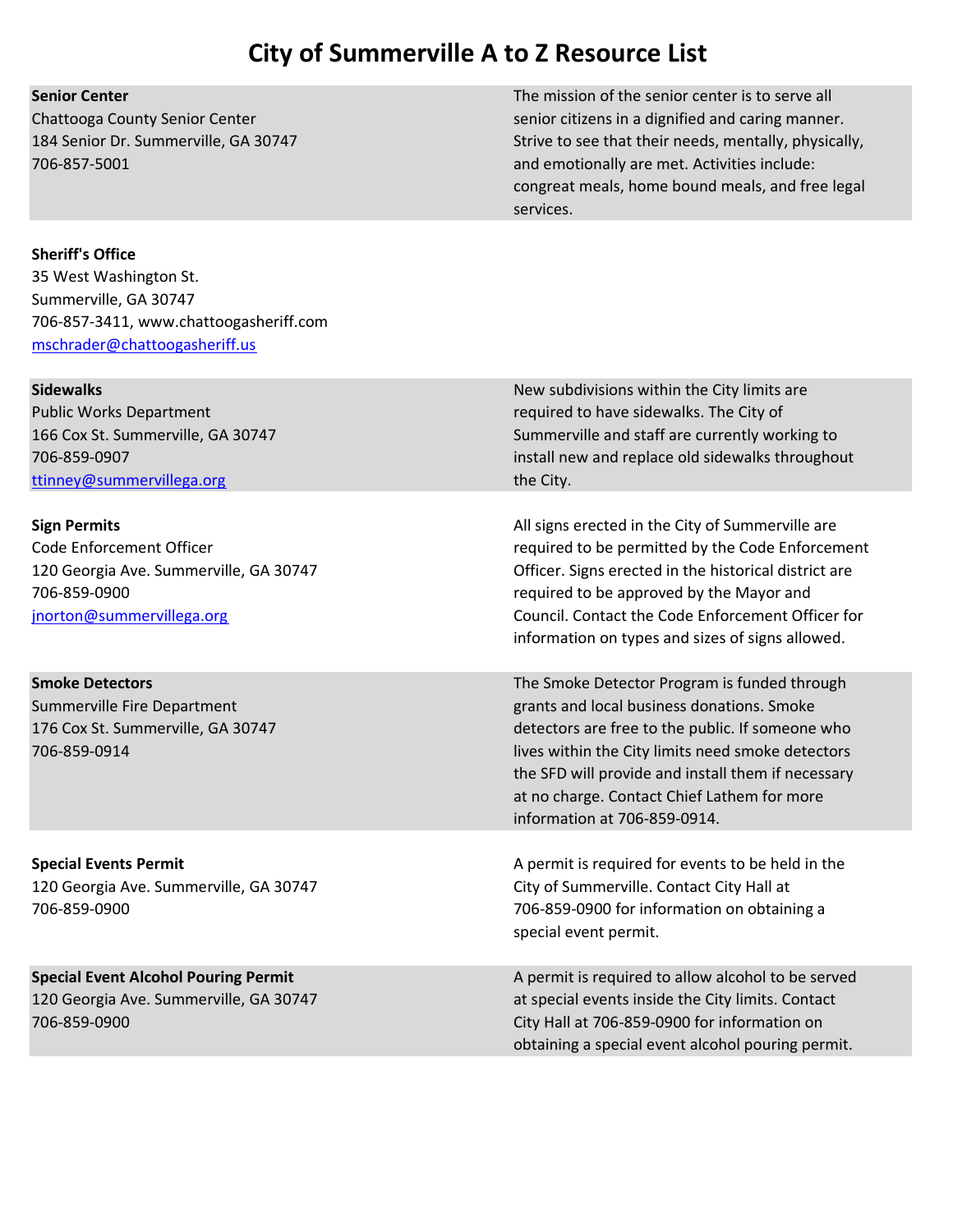# City of Summerville A to Z Resource List

**Senior Center**
Chattooga County Senior Center
184 Senior Dr. Summerville, GA 30747
706-857-5001

The mission of the senior center is to serve all senior citizens in a dignified and caring manner. Strive to see that their needs, mentally, physically, and emotionally are met. Activities include: congreat meals, home bound meals, and free legal services.

**Sheriff's Office**
35 West Washington St.
Summerville, GA 30747
706-857-3411, www.chattoogasheriff.com
mschrader@chattoogasheriff.us

**Sidewalks**
Public Works Department
166 Cox St. Summerville, GA 30747
706-859-0907
ttinney@summervillega.org

New subdivisions within the City limits are required to have sidewalks. The City of Summerville and staff are currently working to install new and replace old sidewalks throughout the City.

**Sign Permits**
Code Enforcement Officer
120 Georgia Ave. Summerville, GA 30747
706-859-0900
jnorton@summervillega.org

All signs erected in the City of Summerville are required to be permitted by the Code Enforcement Officer. Signs erected in the historical district are required to be approved by the Mayor and Council. Contact the Code Enforcement Officer for information on types and sizes of signs allowed.

**Smoke Detectors**
Summerville Fire Department
176 Cox St. Summerville, GA 30747
706-859-0914

The Smoke Detector Program is funded through grants and local business donations. Smoke detectors are free to the public. If someone who lives within the City limits need smoke detectors the SFD will provide and install them if necessary at no charge. Contact Chief Lathem for more information at 706-859-0914.

**Special Events Permit**
120 Georgia Ave. Summerville, GA 30747
706-859-0900

A permit is required for events to be held in the City of Summerville. Contact City Hall at 706-859-0900 for information on obtaining a special event permit.

**Special Event Alcohol Pouring Permit**
120 Georgia Ave. Summerville, GA 30747
706-859-0900

A permit is required to allow alcohol to be served at special events inside the City limits. Contact City Hall at 706-859-0900 for information on obtaining a special event alcohol pouring permit.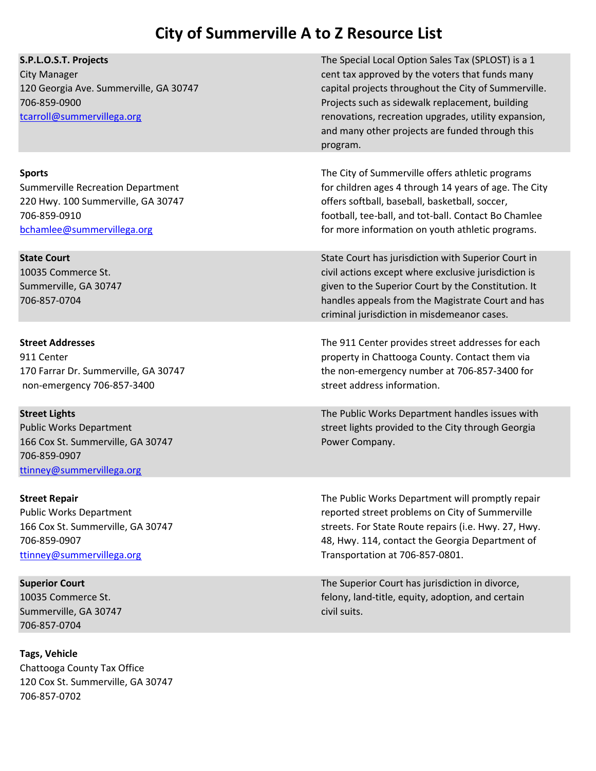# City of Summerville A to Z Resource List

**S.P.L.O.S.T. Projects**
City Manager
120 Georgia Ave. Summerville, GA 30747
706-859-0900
tcarroll@summervillega.org

The Special Local Option Sales Tax (SPLOST) is a 1 cent tax approved by the voters that funds many capital projects throughout the City of Summerville. Projects such as sidewalk replacement, building renovations, recreation upgrades, utility expansion, and many other projects are funded through this program.

**Sports**
Summerville Recreation Department
220 Hwy. 100 Summerville, GA 30747
706-859-0910
bchamlee@summervillega.org

The City of Summerville offers athletic programs for children ages 4 through 14 years of age. The City offers softball, baseball, basketball, soccer, football, tee-ball, and tot-ball. Contact Bo Chamlee for more information on youth athletic programs.

**State Court**
10035 Commerce St.
Summerville, GA 30747
706-857-0704

State Court has jurisdiction with Superior Court in civil actions except where exclusive jurisdiction is given to the Superior Court by the Constitution. It handles appeals from the Magistrate Court and has criminal jurisdiction in misdemeanor cases.

**Street Addresses**
911 Center
170 Farrar Dr. Summerville, GA 30747
non-emergency 706-857-3400

The 911 Center provides street addresses for each property in Chattooga County. Contact them via the non-emergency number at 706-857-3400 for street address information.

**Street Lights**
Public Works Department
166 Cox St. Summerville, GA 30747
706-859-0907
ttinney@summervillega.org

The Public Works Department handles issues with street lights provided to the City through Georgia Power Company.

**Street Repair**
Public Works Department
166 Cox St. Summerville, GA 30747
706-859-0907
ttinney@summervillega.org

The Public Works Department will promptly repair reported street problems on City of Summerville streets. For State Route repairs (i.e. Hwy. 27, Hwy. 48, Hwy. 114, contact the Georgia Department of Transportation at 706-857-0801.

**Superior Court**
10035 Commerce St.
Summerville, GA 30747
706-857-0704

The Superior Court has jurisdiction in divorce, felony, land-title, equity, adoption, and certain civil suits.

**Tags, Vehicle**
Chattooga County Tax Office
120 Cox St. Summerville, GA 30747
706-857-0702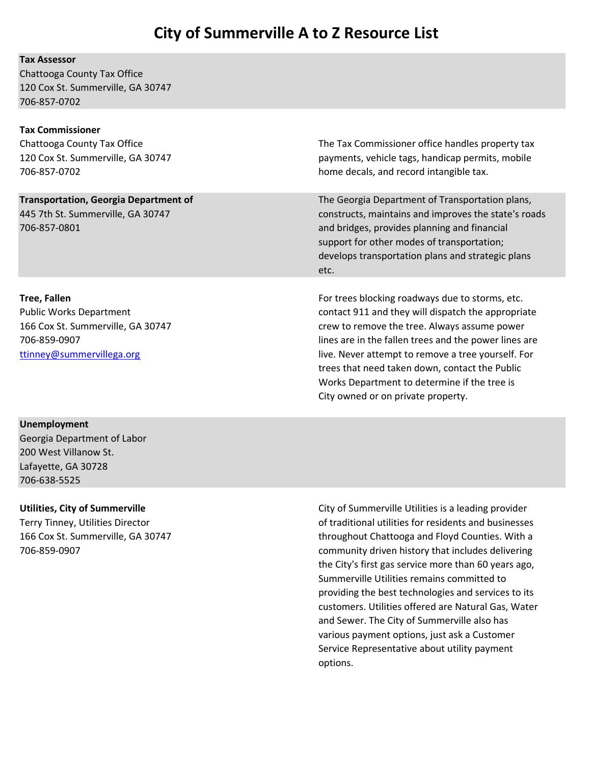# City of Summerville A to Z Resource List

**Tax Assessor**
Chattooga County Tax Office
120 Cox St. Summerville, GA 30747
706-857-0702

**Tax Commissioner**
Chattooga County Tax Office
120 Cox St. Summerville, GA 30747
706-857-0702

The Tax Commissioner office handles property tax payments, vehicle tags, handicap permits, mobile home decals, and record intangible tax.

**Transportation, Georgia Department of**
445 7th St. Summerville, GA 30747
706-857-0801

The Georgia Department of Transportation plans, constructs, maintains and improves the state's roads and bridges, provides planning and financial support for other modes of transportation; develops transportation plans and strategic plans etc.

**Tree, Fallen**
Public Works Department
166 Cox St. Summerville, GA 30747
706-859-0907
[ttinney@summervillega.org](mailto:ttinney@summervillega.org)

For trees blocking roadways due to storms, etc. contact 911 and they will dispatch the appropriate crew to remove the tree. Always assume power lines are in the fallen trees and the power lines are live. Never attempt to remove a tree yourself. For trees that need taken down, contact the Public Works Department to determine if the tree is City owned or on private property.

**Unemployment**
Georgia Department of Labor
200 West Villanow St.
Lafayette, GA 30728
706-638-5525

**Utilities, City of Summerville**
Terry Tinney, Utilities Director
166 Cox St. Summerville, GA 30747
706-859-0907

City of Summerville Utilities is a leading provider of traditional utilities for residents and businesses throughout Chattooga and Floyd Counties. With a community driven history that includes delivering the City's first gas service more than 60 years ago, Summerville Utilities remains committed to providing the best technologies and services to its customers. Utilities offered are Natural Gas, Water and Sewer. The City of Summerville also has various payment options, just ask a Customer Service Representative about utility payment options.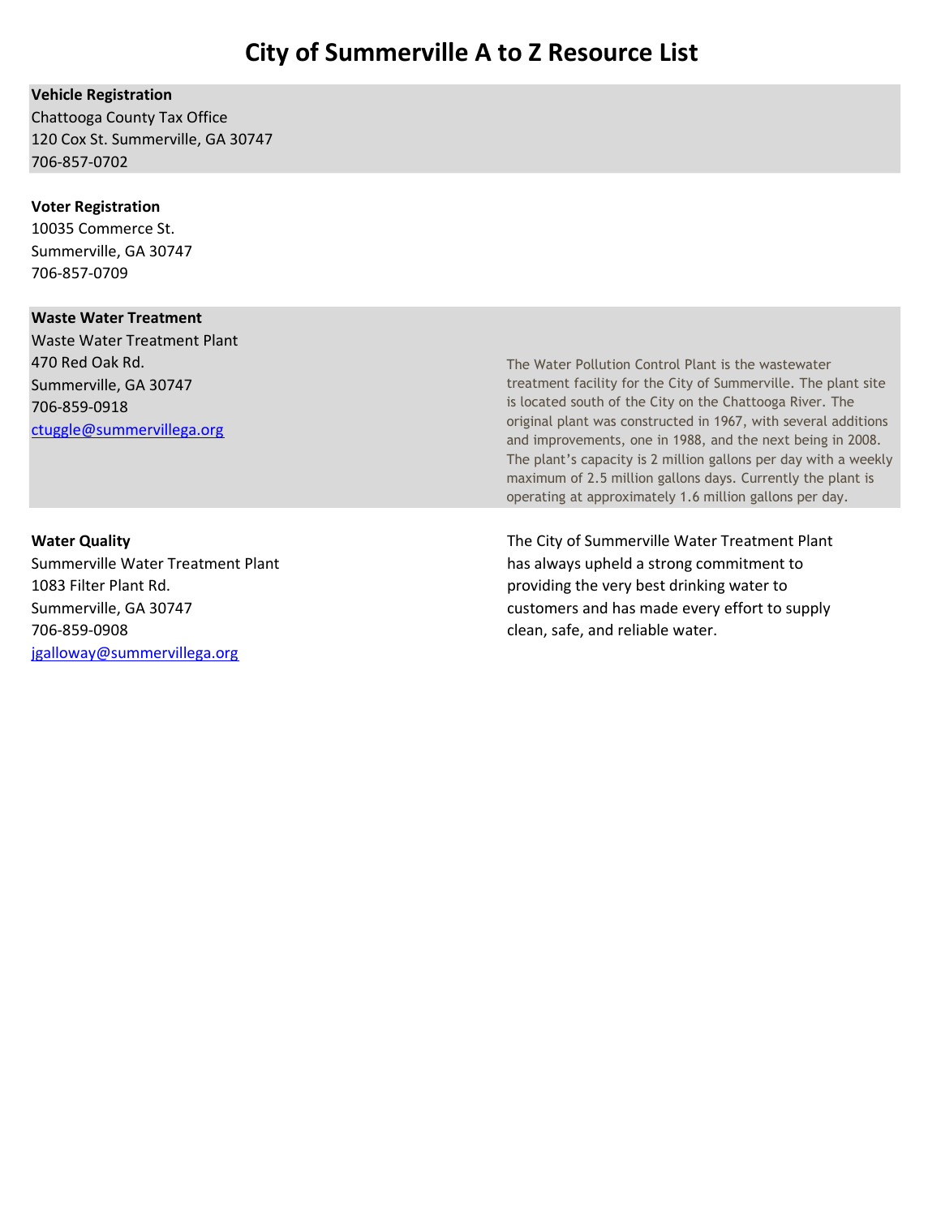# City of Summerville A to Z Resource List

**Vehicle Registration**
Chattooga County Tax Office
120 Cox St. Summerville, GA 30747
706-857-0702

**Voter Registration**
10035 Commerce St.
Summerville, GA 30747
706-857-0709

**Waste Water Treatment**
Waste Water Treatment Plant
470 Red Oak Rd.
Summerville, GA 30747
706-859-0918
ctuggle@summervillega.org

The Water Pollution Control Plant is the wastewater treatment facility for the City of Summerville. The plant site is located south of the City on the Chattooga River. The original plant was constructed in 1967, with several additions and improvements, one in 1988, and the next being in 2008. The plant's capacity is 2 million gallons per day with a weekly maximum of 2.5 million gallons days. Currently the plant is operating at approximately 1.6 million gallons per day.

**Water Quality**
Summerville Water Treatment Plant
1083 Filter Plant Rd.
Summerville, GA 30747
706-859-0908
jgalloway@summervillega.org

The City of Summerville Water Treatment Plant has always upheld a strong commitment to providing the very best drinking water to customers and has made every effort to supply clean, safe, and reliable water.